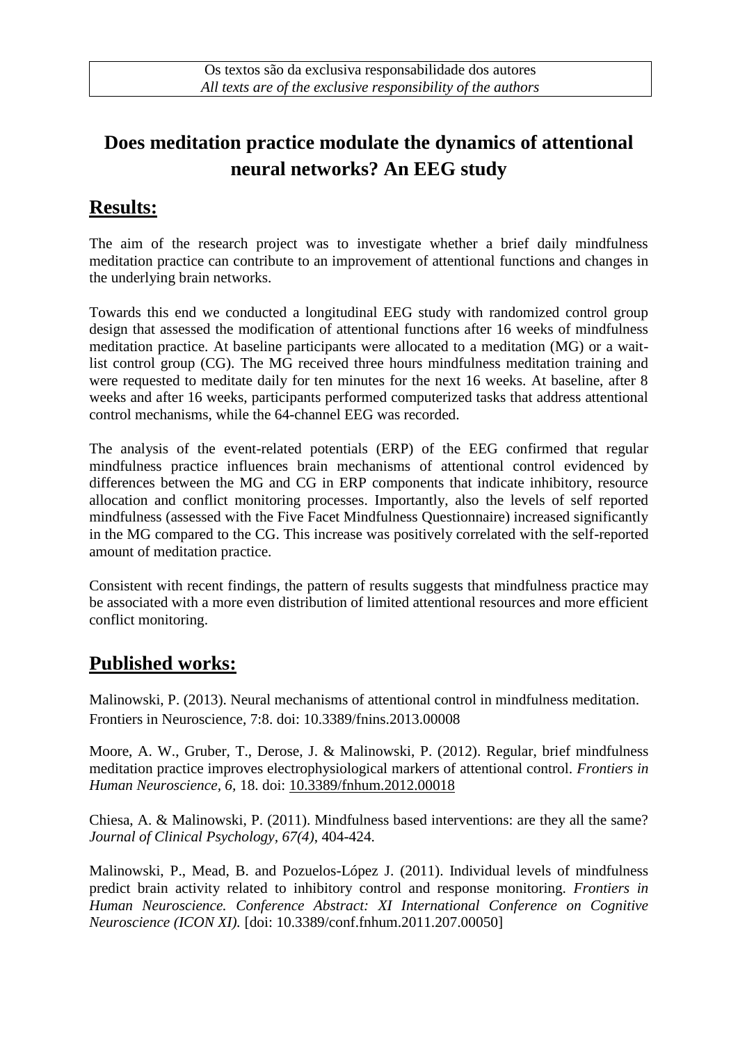Os textos são da exclusiva responsabilidade dos autores
*All texts are of the exclusive responsibility of the authors*

# Does meditation practice modulate the dynamics of attentional neural networks? An EEG study

## Results:

The aim of the research project was to investigate whether a brief daily mindfulness meditation practice can contribute to an improvement of attentional functions and changes in the underlying brain networks.

Towards this end we conducted a longitudinal EEG study with randomized control group design that assessed the modification of attentional functions after 16 weeks of mindfulness meditation practice. At baseline participants were allocated to a meditation (MG) or a wait-list control group (CG). The MG received three hours mindfulness meditation training and were requested to meditate daily for ten minutes for the next 16 weeks. At baseline, after 8 weeks and after 16 weeks, participants performed computerized tasks that address attentional control mechanisms, while the 64-channel EEG was recorded.

The analysis of the event-related potentials (ERP) of the EEG confirmed that regular mindfulness practice influences brain mechanisms of attentional control evidenced by differences between the MG and CG in ERP components that indicate inhibitory, resource allocation and conflict monitoring processes. Importantly, also the levels of self reported mindfulness (assessed with the Five Facet Mindfulness Questionnaire) increased significantly in the MG compared to the CG. This increase was positively correlated with the self-reported amount of meditation practice.

Consistent with recent findings, the pattern of results suggests that mindfulness practice may be associated with a more even distribution of limited attentional resources and more efficient conflict monitoring.

## Published works:

Malinowski, P. (2013). Neural mechanisms of attentional control in mindfulness meditation. Frontiers in Neuroscience, 7:8. doi: 10.3389/fnins.2013.00008

Moore, A. W., Gruber, T., Derose, J. & Malinowski, P. (2012). Regular, brief mindfulness meditation practice improves electrophysiological markers of attentional control. *Frontiers in Human Neuroscience, 6,* 18. doi: 10.3389/fnhum.2012.00018

Chiesa, A. & Malinowski, P. (2011). Mindfulness based interventions: are they all the same? *Journal of Clinical Psychology, 67(4)*, 404-424.

Malinowski, P., Mead, B. and Pozuelos-López J. (2011). Individual levels of mindfulness predict brain activity related to inhibitory control and response monitoring. *Frontiers in Human Neuroscience. Conference Abstract: XI International Conference on Cognitive Neuroscience (ICON XI).* [doi: 10.3389/conf.fnhum.2011.207.00050]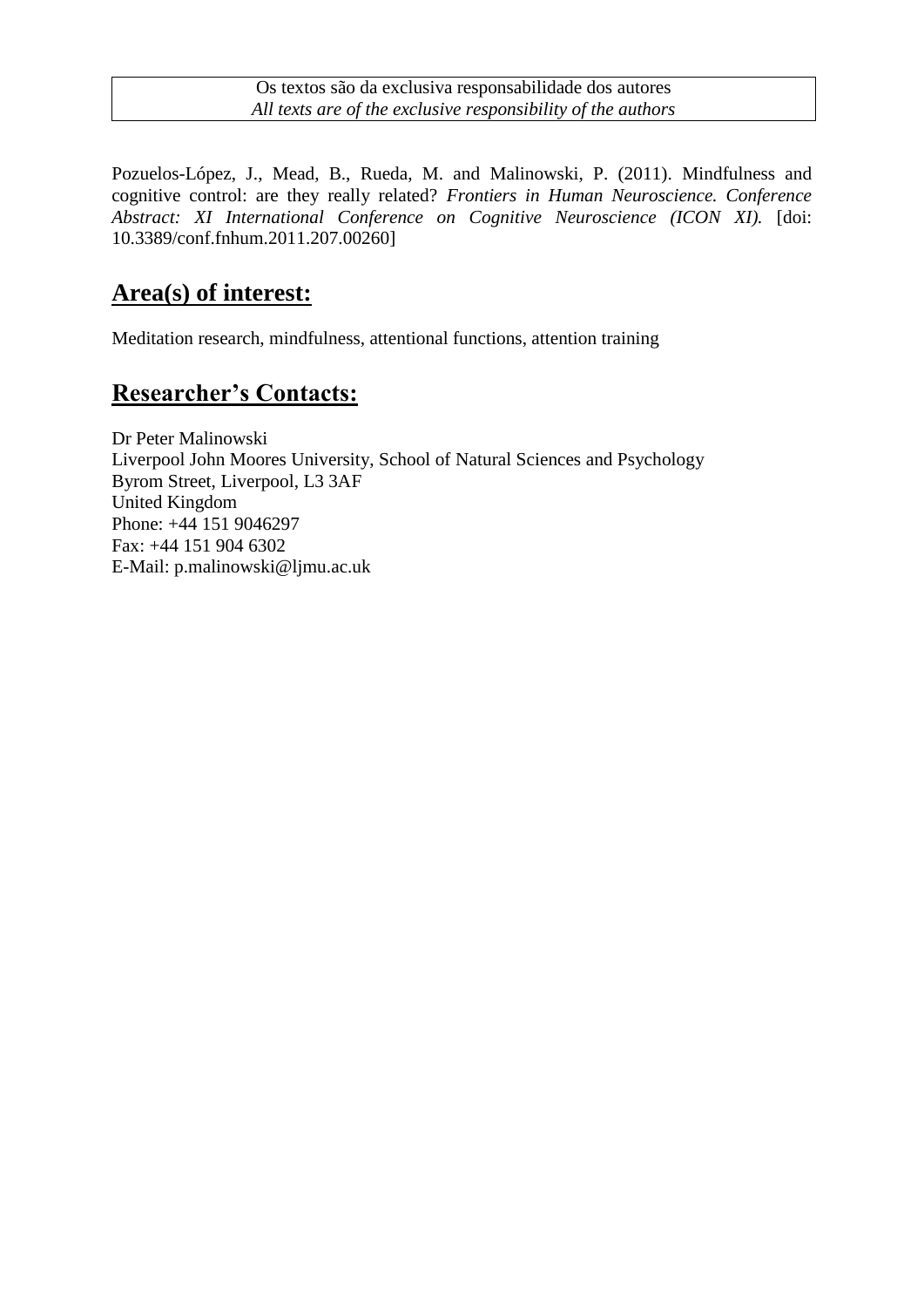Os textos são da exclusiva responsabilidade dos autores
*All texts are of the exclusive responsibility of the authors*

Pozuelos-López, J., Mead, B., Rueda, M. and Malinowski, P. (2011). Mindfulness and cognitive control: are they really related? *Frontiers in Human Neuroscience. Conference Abstract: XI International Conference on Cognitive Neuroscience (ICON XI).* [doi: 10.3389/conf.fnhum.2011.207.00260]

## Area(s) of interest:

Meditation research, mindfulness, attentional functions, attention training

## Researcher's Contacts:

Dr Peter Malinowski
Liverpool John Moores University, School of Natural Sciences and Psychology
Byrom Street, Liverpool, L3 3AF
United Kingdom
Phone: +44 151 9046297
Fax: +44 151 904 6302
E-Mail: p.malinowski@ljmu.ac.uk